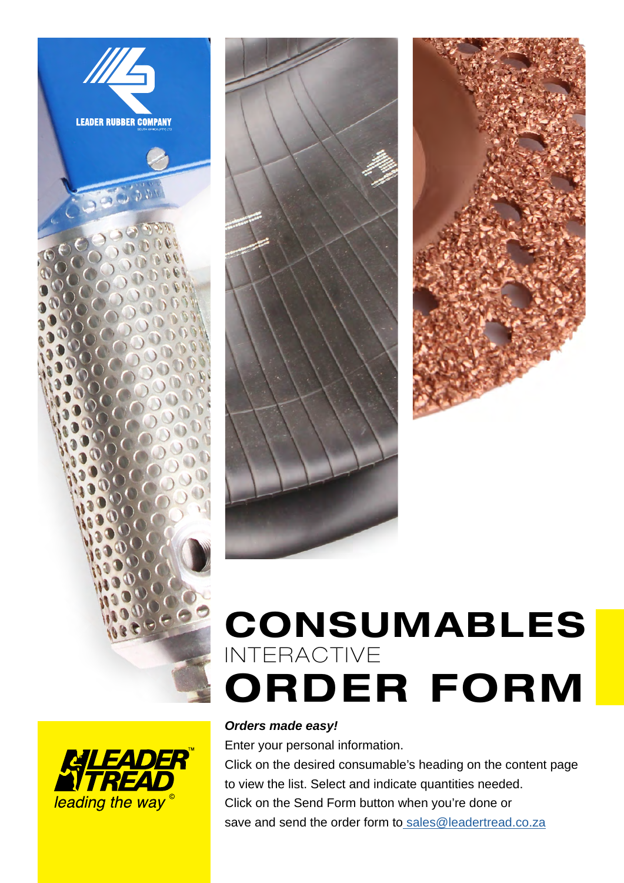# CONSUMABLES

INTERACTIVE

# ORDER FORM

***Orders made easy!***

Enter your personal information.

Click on the desired consumable's heading on the content page to view the list. Select and indicate quantities needed.

Click on the Send Form button when you're done or save and send the order form to sales@leadertread.co.za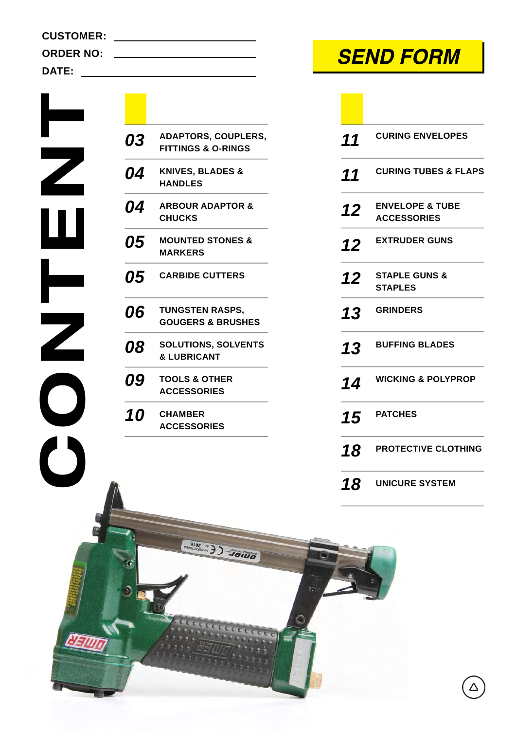CUSTOMER: ______________________

ORDER NO: ______________________

DATE: ______________________

**SEND FORM**

# CONTENT

| | |
|---|---|
| 03 | ADAPTORS, COUPLERS, FITTINGS & O-RINGS |
| 04 | KNIVES, BLADES & HANDLES |
| 04 | ARBOUR ADAPTOR & CHUCKS |
| 05 | MOUNTED STONES & MARKERS |
| 05 | CARBIDE CUTTERS |
| 06 | TUNGSTEN RASPS, GOUGERS & BRUSHES |
| 08 | SOLUTIONS, SOLVENTS & LUBRICANT |
| 09 | TOOLS & OTHER ACCESSORIES |
| 10 | CHAMBER ACCESSORIES |
| 11 | CURING ENVELOPES |
| 11 | CURING TUBES & FLAPS |
| 12 | ENVELOPE & TUBE ACCESSORIES |
| 12 | EXTRUDER GUNS |
| 12 | STAPLE GUNS & STAPLES |
| 13 | GRINDERS |
| 13 | BUFFING BLADES |
| 14 | WICKING & POLYPROP |
| 15 | PATCHES |
| 18 | PROTECTIVE CLOTHING |
| 18 | UNICURE SYSTEM |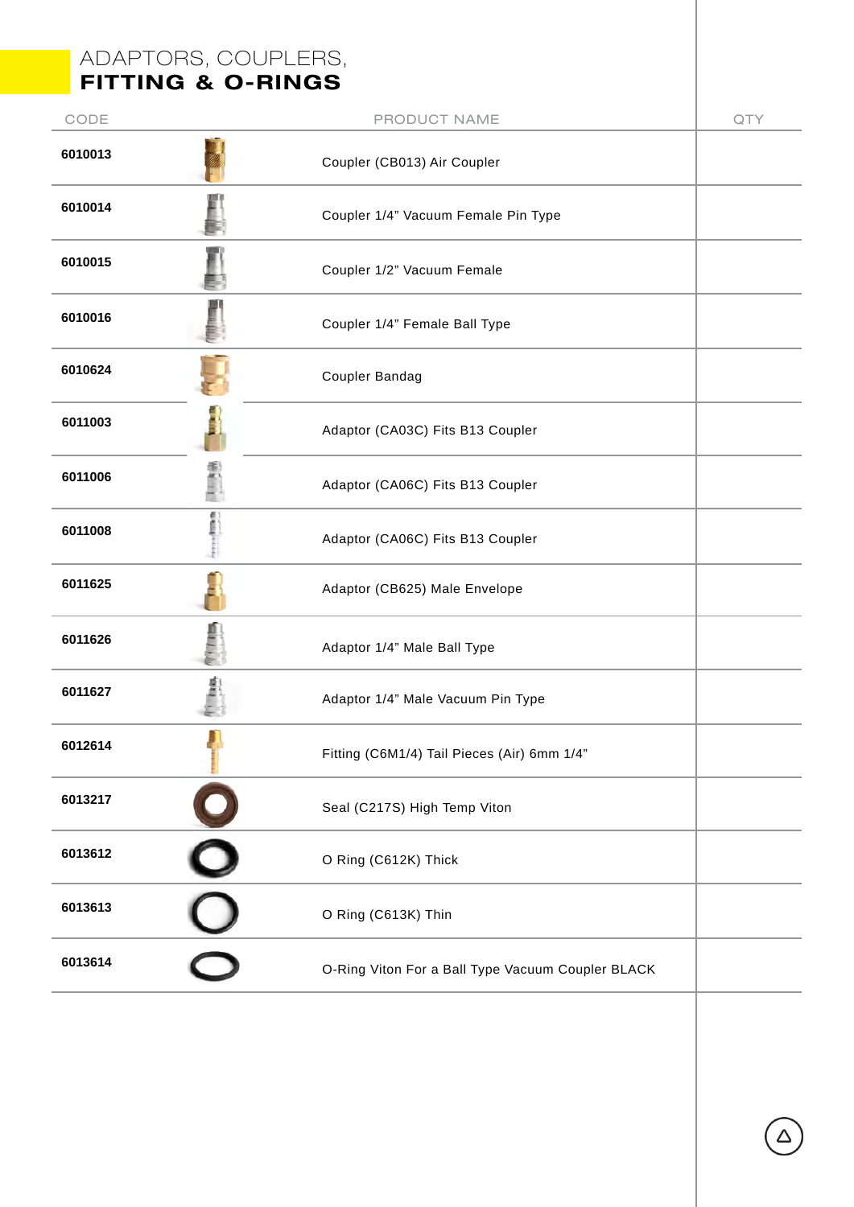# ADAPTORS, COUPLERS, **FITTING & O-RINGS**

| CODE | PRODUCT NAME | QTY |
|---|---|---|
| 6010013 | Coupler (CB013) Air Coupler | |
| 6010014 | Coupler 1/4" Vacuum Female Pin Type | |
| 6010015 | Coupler 1/2" Vacuum Female | |
| 6010016 | Coupler 1/4" Female Ball Type | |
| 6010624 | Coupler Bandag | |
| 6011003 | Adaptor (CA03C) Fits B13 Coupler | |
| 6011006 | Adaptor (CA06C) Fits B13 Coupler | |
| 6011008 | Adaptor (CA06C) Fits B13 Coupler | |
| 6011625 | Adaptor (CB625) Male Envelope | |
| 6011626 | Adaptor 1/4" Male Ball Type | |
| 6011627 | Adaptor 1/4" Male Vacuum Pin Type | |
| 6012614 | Fitting (C6M1/4) Tail Pieces (Air) 6mm 1/4" | |
| 6013217 | Seal (C217S) High Temp Viton | |
| 6013612 | O Ring (C612K) Thick | |
| 6013613 | O Ring (C613K) Thin | |
| 6013614 | O-Ring Viton For a Ball Type Vacuum Coupler BLACK | |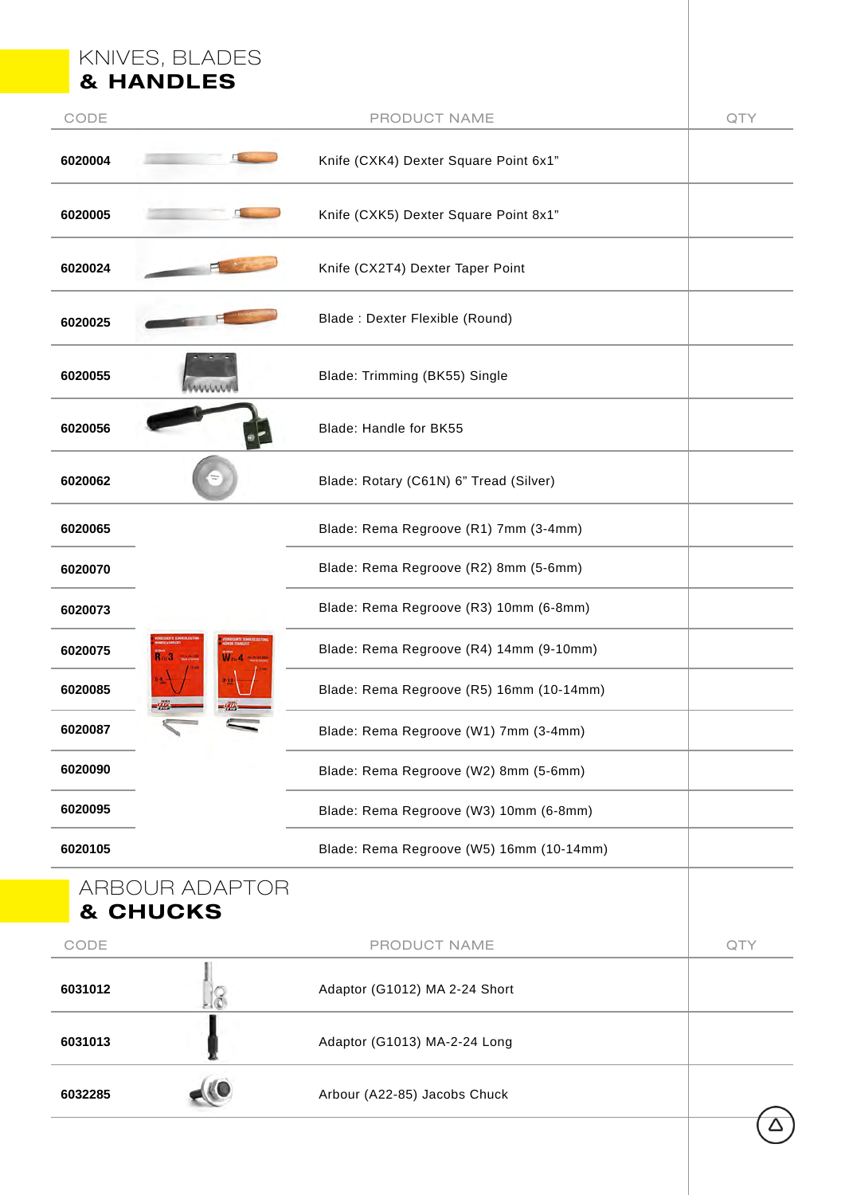# KNIVES, BLADES & HANDLES

| CODE | PRODUCT NAME | QTY |
|---|---|---|
| 6020004 | Knife (CXK4) Dexter Square Point 6x1" | |
| 6020005 | Knife (CXK5) Dexter Square Point 8x1" | |
| 6020024 | Knife (CX2T4) Dexter Taper Point | |
| 6020025 | Blade : Dexter Flexible (Round) | |
| 6020055 | Blade: Trimming (BK55) Single | |
| 6020056 | Blade: Handle for BK55 | |
| 6020062 | Blade: Rotary (C61N) 6" Tread (Silver) | |
| 6020065 | Blade: Rema Regroove (R1) 7mm (3-4mm) | |
| 6020070 | Blade: Rema Regroove (R2) 8mm (5-6mm) | |
| 6020073 | Blade: Rema Regroove (R3) 10mm (6-8mm) | |
| 6020075 | Blade: Rema Regroove (R4) 14mm (9-10mm) | |
| 6020085 | Blade: Rema Regroove (R5) 16mm (10-14mm) | |
| 6020087 | Blade: Rema Regroove (W1) 7mm (3-4mm) | |
| 6020090 | Blade: Rema Regroove (W2) 8mm (5-6mm) | |
| 6020095 | Blade: Rema Regroove (W3) 10mm (6-8mm) | |
| 6020105 | Blade: Rema Regroove (W5) 16mm (10-14mm) | |

# ARBOUR ADAPTOR & CHUCKS

| CODE | PRODUCT NAME | QTY |
|---|---|---|
| 6031012 | Adaptor (G1012) MA 2-24 Short | |
| 6031013 | Adaptor (G1013) MA-2-24 Long | |
| 6032285 | Arbour (A22-85) Jacobs Chuck | |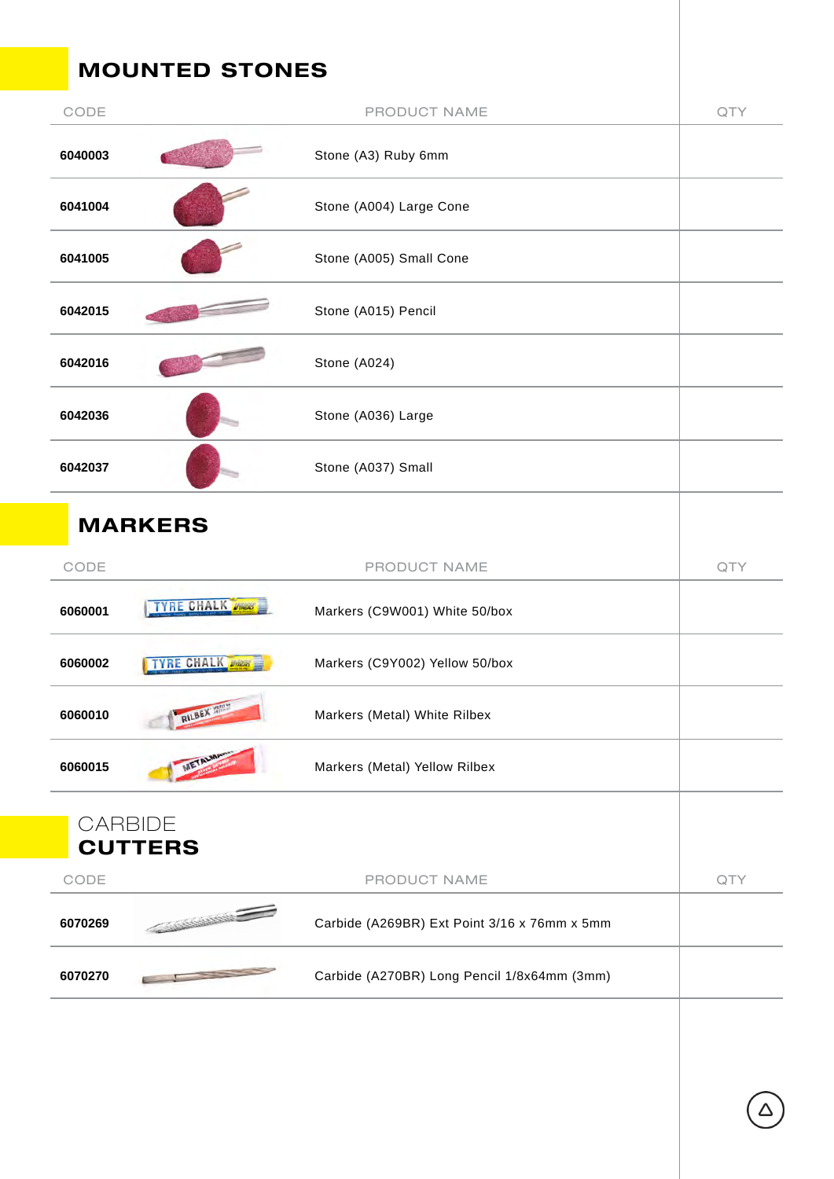## MOUNTED STONES

| CODE | PRODUCT NAME | QTY |
|---|---|---|
| 6040003 | Stone (A3) Ruby 6mm | |
| 6041004 | Stone (A004) Large Cone | |
| 6041005 | Stone (A005) Small Cone | |
| 6042015 | Stone (A015) Pencil | |
| 6042016 | Stone (A024) | |
| 6042036 | Stone (A036) Large | |
| 6042037 | Stone (A037) Small | |

## MARKERS

| CODE | PRODUCT NAME | QTY |
|---|---|---|
| 6060001 | Markers (C9W001) White 50/box | |
| 6060002 | Markers (C9Y002) Yellow 50/box | |
| 6060010 | Markers (Metal) White Rilbex | |
| 6060015 | Markers (Metal) Yellow Rilbex | |

## CARBIDE **CUTTERS**

| CODE | PRODUCT NAME | QTY |
|---|---|---|
| 6070269 | Carbide (A269BR) Ext Point 3/16 x 76mm x 5mm | |
| 6070270 | Carbide (A270BR) Long Pencil 1/8x64mm (3mm) | |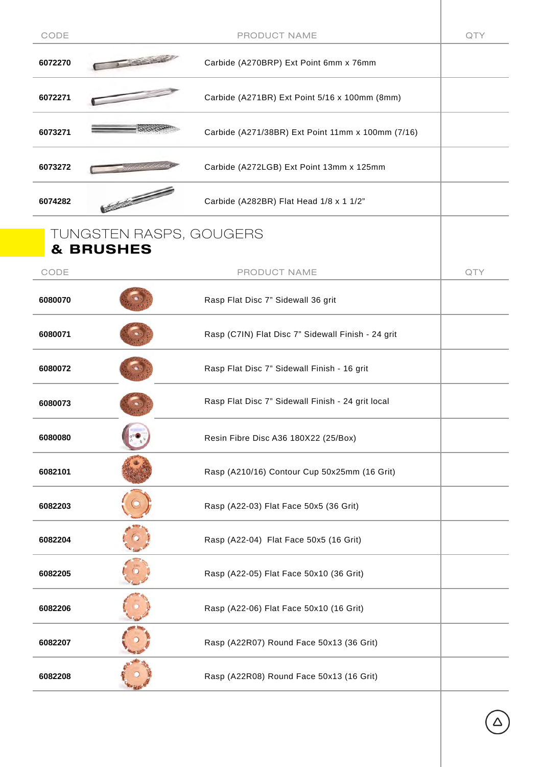| CODE | PRODUCT NAME | QTY |
|---|---|---|
| 6072270 | Carbide (A270BRP) Ext Point 6mm x 76mm | |
| 6072271 | Carbide (A271BR) Ext Point 5/16 x 100mm (8mm) | |
| 6073271 | Carbide (A271/38BR) Ext Point 11mm x 100mm (7/16) | |
| 6073272 | Carbide (A272LGB) Ext Point 13mm x 125mm | |
| 6074282 | Carbide (A282BR) Flat Head 1/8 x 1 1/2” | |

## TUNGSTEN RASPS, GOUGERS **& BRUSHES**

| CODE | PRODUCT NAME | QTY |
|---|---|---|
| 6080070 | Rasp Flat Disc 7” Sidewall 36 grit | |
| 6080071 | Rasp (C7IN) Flat Disc 7” Sidewall Finish - 24 grit | |
| 6080072 | Rasp Flat Disc 7” Sidewall Finish - 16 grit | |
| 6080073 | Rasp Flat Disc 7” Sidewall Finish - 24 grit local | |
| 6080080 | Resin Fibre Disc A36 180X22 (25/Box) | |
| 6082101 | Rasp (A210/16) Contour Cup 50x25mm (16 Grit) | |
| 6082203 | Rasp (A22-03) Flat Face 50x5 (36 Grit) | |
| 6082204 | Rasp (A22-04) Flat Face 50x5 (16 Grit) | |
| 6082205 | Rasp (A22-05) Flat Face 50x10 (36 Grit) | |
| 6082206 | Rasp (A22-06) Flat Face 50x10 (16 Grit) | |
| 6082207 | Rasp (A22R07) Round Face 50x13 (36 Grit) | |
| 6082208 | Rasp (A22R08) Round Face 50x13 (16 Grit) | |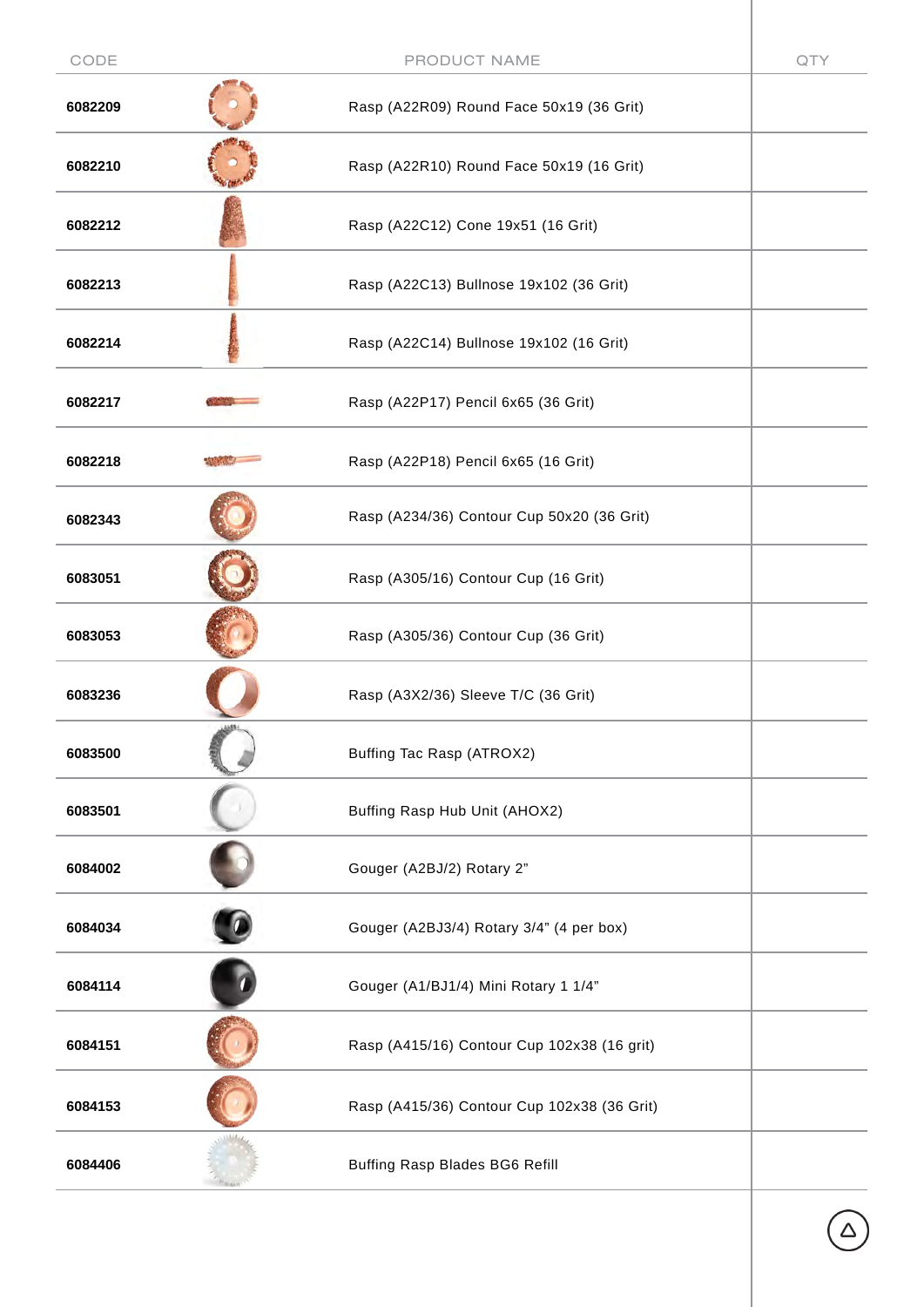| CODE | PRODUCT NAME | QTY |
|---|---|---|
| 6082209 | Rasp (A22R09) Round Face 50x19 (36 Grit) | |
| 6082210 | Rasp (A22R10) Round Face 50x19 (16 Grit) | |
| 6082212 | Rasp (A22C12) Cone 19x51 (16 Grit) | |
| 6082213 | Rasp (A22C13) Bullnose 19x102 (36 Grit) | |
| 6082214 | Rasp (A22C14) Bullnose 19x102 (16 Grit) | |
| 6082217 | Rasp (A22P17) Pencil 6x65 (36 Grit) | |
| 6082218 | Rasp (A22P18) Pencil 6x65 (16 Grit) | |
| 6082343 | Rasp (A234/36) Contour Cup 50x20 (36 Grit) | |
| 6083051 | Rasp (A305/16) Contour Cup (16 Grit) | |
| 6083053 | Rasp (A305/36) Contour Cup (36 Grit) | |
| 6083236 | Rasp (A3X2/36) Sleeve T/C (36 Grit) | |
| 6083500 | Buffing Tac Rasp (ATROX2) | |
| 6083501 | Buffing Rasp Hub Unit (AHOX2) | |
| 6084002 | Gouger (A2BJ/2) Rotary 2” | |
| 6084034 | Gouger (A2BJ3/4) Rotary 3/4” (4 per box) | |
| 6084114 | Gouger (A1/BJ1/4) Mini Rotary 1 1/4” | |
| 6084151 | Rasp (A415/16) Contour Cup 102x38 (16 grit) | |
| 6084153 | Rasp (A415/36) Contour Cup 102x38 (36 Grit) | |
| 6084406 | Buffing Rasp Blades BG6 Refill | |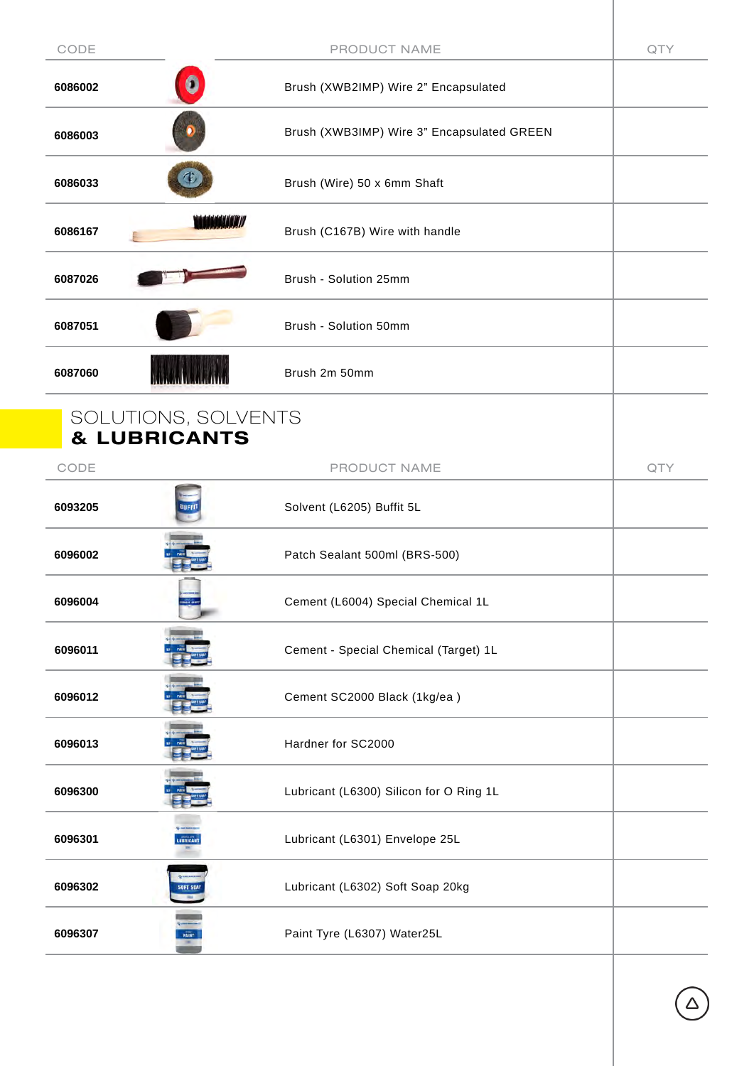| CODE | PRODUCT NAME | QTY |
| --- | --- | --- |
| 6086002 | Brush (XWB2IMP) Wire 2” Encapsulated | |
| 6086003 | Brush (XWB3IMP) Wire 3” Encapsulated GREEN | |
| 6086033 | Brush (Wire) 50 x 6mm Shaft | |
| 6086167 | Brush (C167B) Wire with handle | |
| 6087026 | Brush - Solution 25mm | |
| 6087051 | Brush - Solution 50mm | |
| 6087060 | Brush 2m 50mm | |

## SOLUTIONS, SOLVENTS **& LUBRICANTS**

| CODE | PRODUCT NAME | QTY |
| --- | --- | --- |
| 6093205 | Solvent (L6205) Buffit 5L | |
| 6096002 | Patch Sealant 500ml (BRS-500) | |
| 6096004 | Cement (L6004) Special Chemical 1L | |
| 6096011 | Cement - Special Chemical (Target) 1L | |
| 6096012 | Cement SC2000 Black (1kg/ea ) | |
| 6096013 | Hardner for SC2000 | |
| 6096300 | Lubricant (L6300) Silicon for O Ring 1L | |
| 6096301 | Lubricant (L6301) Envelope 25L | |
| 6096302 | Lubricant (L6302) Soft Soap 20kg | |
| 6096307 | Paint Tyre (L6307) Water25L | |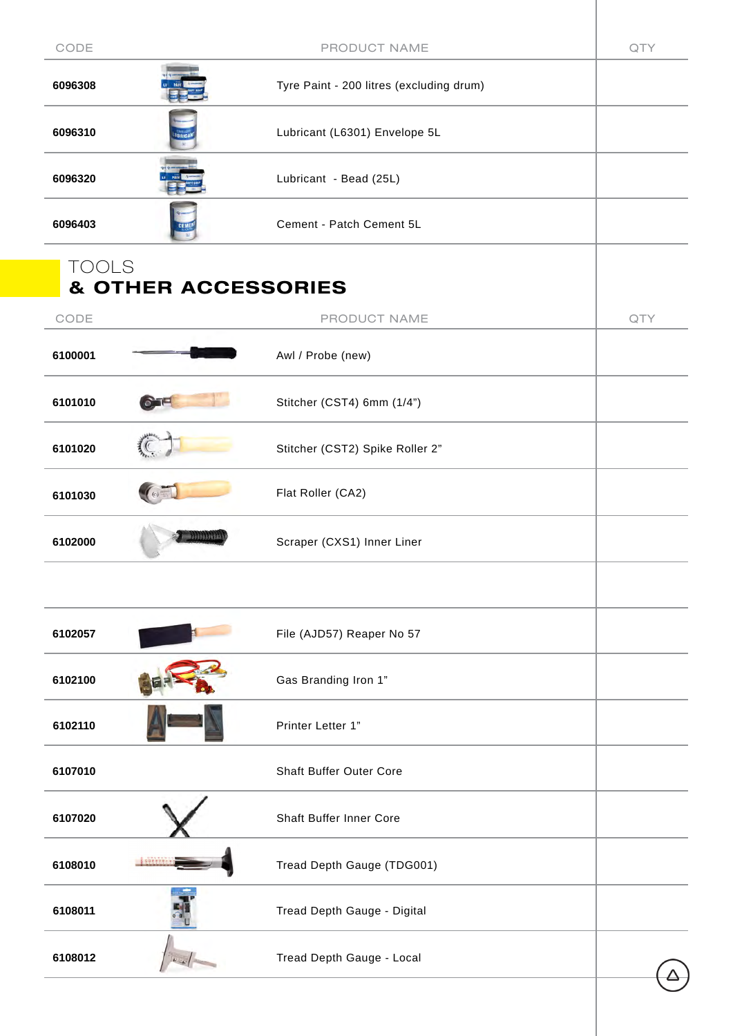| CODE | PRODUCT NAME | QTY |
|---|---|---|
| 6096308 | Tyre Paint - 200 litres (excluding drum) | |
| 6096310 | Lubricant (L6301) Envelope 5L | |
| 6096320 | Lubricant - Bead (25L) | |
| 6096403 | Cement - Patch Cement 5L | |

## TOOLS
## & OTHER ACCESSORIES

| CODE | PRODUCT NAME | QTY |
|---|---|---|
| 6100001 | Awl / Probe (new) | |
| 6101010 | Stitcher (CST4) 6mm (1/4") | |
| 6101020 | Stitcher (CST2) Spike Roller 2" | |
| 6101030 | Flat Roller (CA2) | |
| 6102000 | Scraper (CXS1) Inner Liner | |
| | | |
| 6102057 | File (AJD57) Reaper No 57 | |
| 6102100 | Gas Branding Iron 1" | |
| 6102110 | Printer Letter 1" | |
| 6107010 | Shaft Buffer Outer Core | |
| 6107020 | Shaft Buffer Inner Core | |
| 6108010 | Tread Depth Gauge (TDG001) | |
| 6108011 | Tread Depth Gauge - Digital | |
| 6108012 | Tread Depth Gauge - Local | |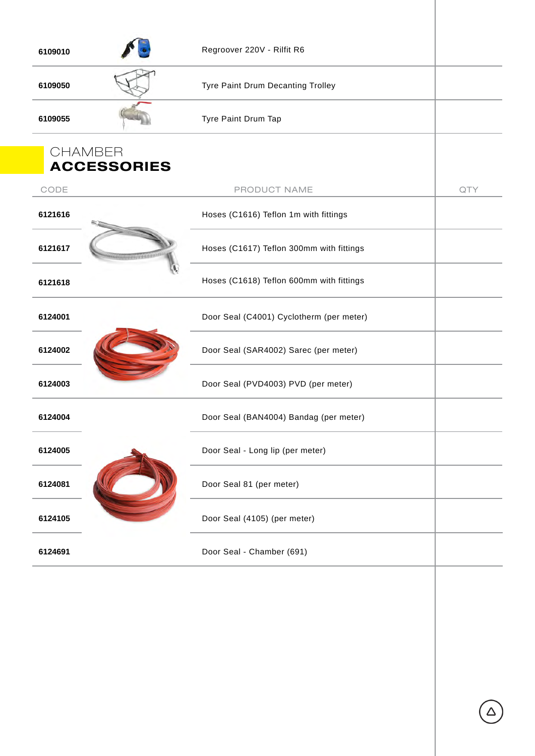| | | |
|---|---|---|
| 6109010 | Regroover 220V - Rilfit R6 | |
| 6109050 | Tyre Paint Drum Decanting Trolley | |
| 6109055 | Tyre Paint Drum Tap | |

## CHAMBER ACCESSORIES

| CODE | PRODUCT NAME | QTY |
|---|---|---|
| 6121616 | Hoses (C1616) Teflon 1m with fittings | |
| 6121617 | Hoses (C1617) Teflon 300mm with fittings | |
| 6121618 | Hoses (C1618) Teflon 600mm with fittings | |
| 6124001 | Door Seal (C4001) Cyclotherm (per meter) | |
| 6124002 | Door Seal (SAR4002) Sarec (per meter) | |
| 6124003 | Door Seal (PVD4003) PVD (per meter) | |
| 6124004 | Door Seal (BAN4004) Bandag (per meter) | |
| 6124005 | Door Seal - Long lip (per meter) | |
| 6124081 | Door Seal 81 (per meter) | |
| 6124105 | Door Seal (4105) (per meter) | |
| 6124691 | Door Seal - Chamber (691) | |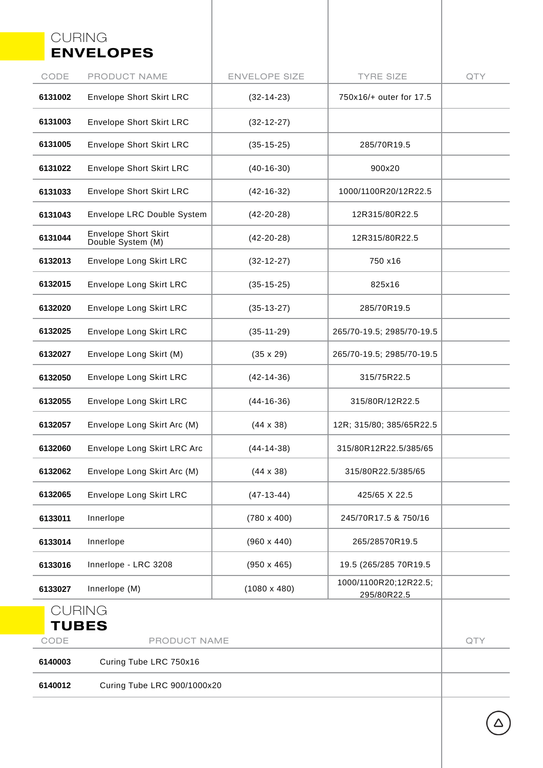## CURING **ENVELOPES**

| CODE | PRODUCT NAME | ENVELOPE SIZE | TYRE SIZE | QTY |
|---|---|---|---|---|
| **6131002** | Envelope Short Skirt LRC | (32-14-23) | 750x16/+ outer for 17.5 | |
| **6131003** | Envelope Short Skirt LRC | (32-12-27) | | |
| **6131005** | Envelope Short Skirt LRC | (35-15-25) | 285/70R19.5 | |
| **6131022** | Envelope Short Skirt LRC | (40-16-30) | 900x20 | |
| **6131033** | Envelope Short Skirt LRC | (42-16-32) | 1000/1100R20/12R22.5 | |
| **6131043** | Envelope LRC Double System | (42-20-28) | 12R315/80R22.5 | |
| **6131044** | Envelope Short Skirt Double System (M) | (42-20-28) | 12R315/80R22.5 | |
| **6132013** | Envelope Long Skirt LRC | (32-12-27) | 750 x16 | |
| **6132015** | Envelope Long Skirt LRC | (35-15-25) | 825x16 | |
| **6132020** | Envelope Long Skirt LRC | (35-13-27) | 285/70R19.5 | |
| **6132025** | Envelope Long Skirt LRC | (35-11-29) | 265/70-19.5; 2985/70-19.5 | |
| **6132027** | Envelope Long Skirt (M) | (35 x 29) | 265/70-19.5; 2985/70-19.5 | |
| **6132050** | Envelope Long Skirt LRC | (42-14-36) | 315/75R22.5 | |
| **6132055** | Envelope Long Skirt LRC | (44-16-36) | 315/80R/12R22.5 | |
| **6132057** | Envelope Long Skirt Arc (M) | (44 x 38) | 12R; 315/80; 385/65R22.5 | |
| **6132060** | Envelope Long Skirt LRC Arc | (44-14-38) | 315/80R12R22.5/385/65 | |
| **6132062** | Envelope Long Skirt Arc (M) | (44 x 38) | 315/80R22.5/385/65 | |
| **6132065** | Envelope Long Skirt LRC | (47-13-44) | 425/65 X 22.5 | |
| **6133011** | Innerlope | (780 x 400) | 245/70R17.5 & 750/16 | |
| **6133014** | Innerlope | (960 x 440) | 265/28570R19.5 | |
| **6133016** | Innerlope - LRC 3208 | (950 x 465) | 19.5 (265/285 70R19.5 | |
| **6133027** | Innerlope (M) | (1080 x 480) | 1000/1100R20;12R22.5; 295/80R22.5 | |

## CURING **TUBES**

| CODE | PRODUCT NAME | QTY |
|---|---|---|
| **6140003** | Curing Tube LRC 750x16 | |
| **6140012** | Curing Tube LRC 900/1000x20 | |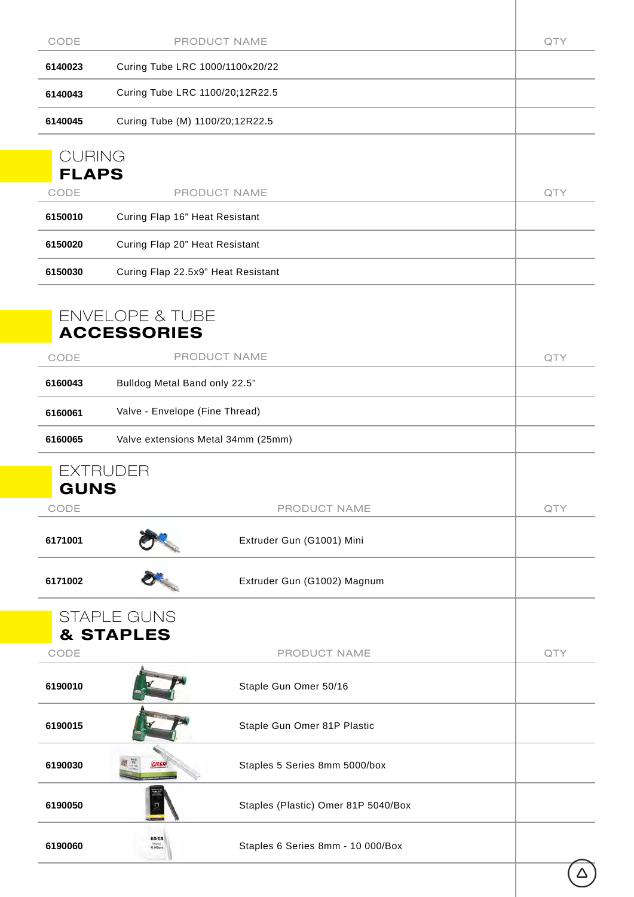| CODE | PRODUCT NAME | QTY |
|---|---|---|
| **6140023** | Curing Tube LRC 1000/1100x20/22 | |
| **6140043** | Curing Tube LRC 1100/20;12R22.5 | |
| **6140045** | Curing Tube (M) 1100/20;12R22.5 | |

## CURING **FLAPS**

| CODE | PRODUCT NAME | QTY |
|---|---|---|
| **6150010** | Curing Flap 16" Heat Resistant | |
| **6150020** | Curing Flap 20" Heat Resistant | |
| **6150030** | Curing Flap 22.5x9" Heat Resistant | |

## ENVELOPE & TUBE **ACCESSORIES**

| CODE | PRODUCT NAME | QTY |
|---|---|---|
| **6160043** | Bulldog Metal Band only 22.5" | |
| **6160061** | Valve - Envelope (Fine Thread) | |
| **6160065** | Valve extensions Metal 34mm (25mm) | |

## EXTRUDER **GUNS**

| CODE | PRODUCT NAME | QTY |
|---|---|---|
| **6171001** | Extruder Gun (G1001) Mini | |
| **6171002** | Extruder Gun (G1002) Magnum | |

## STAPLE GUNS **& STAPLES**

| CODE | PRODUCT NAME | QTY |
|---|---|---|
| **6190010** | Staple Gun Omer 50/16 | |
| **6190015** | Staple Gun Omer 81P Plastic | |
| **6190030** | Staples 5 Series 8mm 5000/box | |
| **6190050** | Staples (Plastic) Omer 81P 5040/Box | |
| **6190060** | Staples 6 Series 8mm - 10 000/Box | |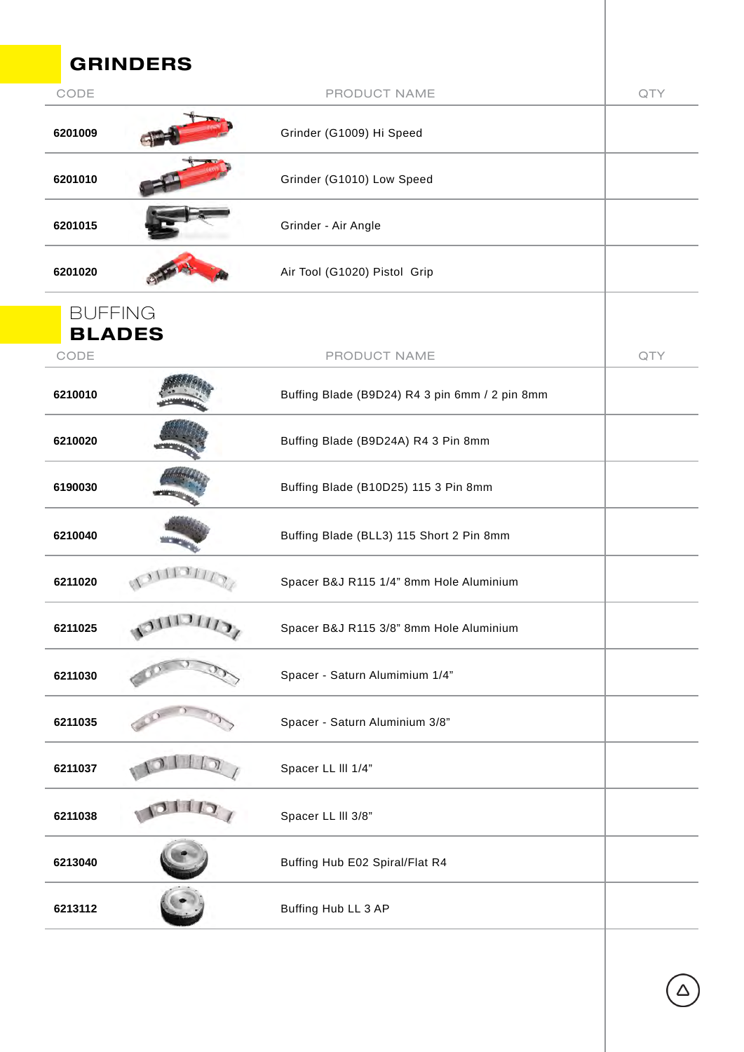## GRINDERS

| CODE | PRODUCT NAME | QTY |
|---|---|---|
| 6201009 | Grinder (G1009) Hi Speed | |
| 6201010 | Grinder (G1010) Low Speed | |
| 6201015 | Grinder - Air Angle | |
| 6201020 | Air Tool (G1020) Pistol Grip | |

## BUFFING **BLADES**

| CODE | PRODUCT NAME | QTY |
|---|---|---|
| 6210010 | Buffing Blade (B9D24) R4 3 pin 6mm / 2 pin 8mm | |
| 6210020 | Buffing Blade (B9D24A) R4 3 Pin 8mm | |
| 6190030 | Buffing Blade (B10D25) 115 3 Pin 8mm | |
| 6210040 | Buffing Blade (BLL3) 115 Short 2 Pin 8mm | |
| 6211020 | Spacer B&J R115 1/4" 8mm Hole Aluminium | |
| 6211025 | Spacer B&J R115 3/8" 8mm Hole Aluminium | |
| 6211030 | Spacer - Saturn Alumimium 1/4" | |
| 6211035 | Spacer - Saturn Aluminium 3/8" | |
| 6211037 | Spacer LL lll 1/4" | |
| 6211038 | Spacer LL lll 3/8" | |
| 6213040 | Buffing Hub E02 Spiral/Flat R4 | |
| 6213112 | Buffing Hub LL 3 AP | |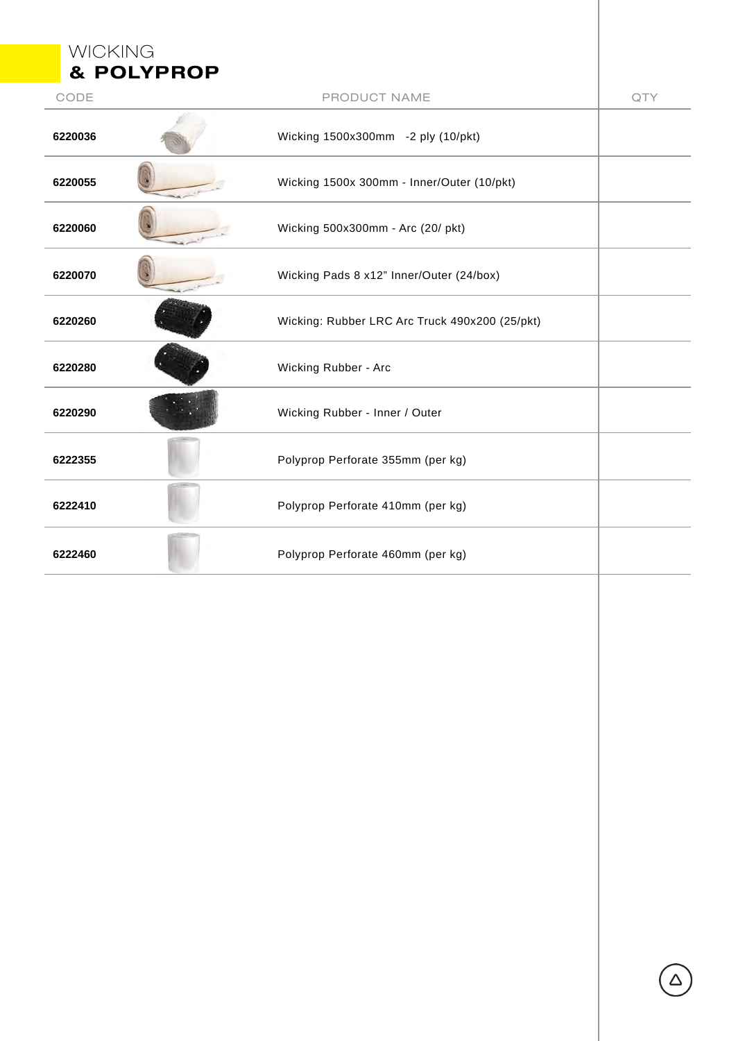# WICKING
# & POLYPROP

| CODE | PRODUCT NAME | QTY |
|---|---|---|
| 6220036 | Wicking 1500x300mm -2 ply (10/pkt) | |
| 6220055 | Wicking 1500x 300mm - Inner/Outer (10/pkt) | |
| 6220060 | Wicking 500x300mm - Arc (20/ pkt) | |
| 6220070 | Wicking Pads 8 x12" Inner/Outer (24/box) | |
| 6220260 | Wicking: Rubber LRC Arc Truck 490x200 (25/pkt) | |
| 6220280 | Wicking Rubber - Arc | |
| 6220290 | Wicking Rubber - Inner / Outer | |
| 6222355 | Polyprop Perforate 355mm (per kg) | |
| 6222410 | Polyprop Perforate 410mm (per kg) | |
| 6222460 | Polyprop Perforate 460mm (per kg) | |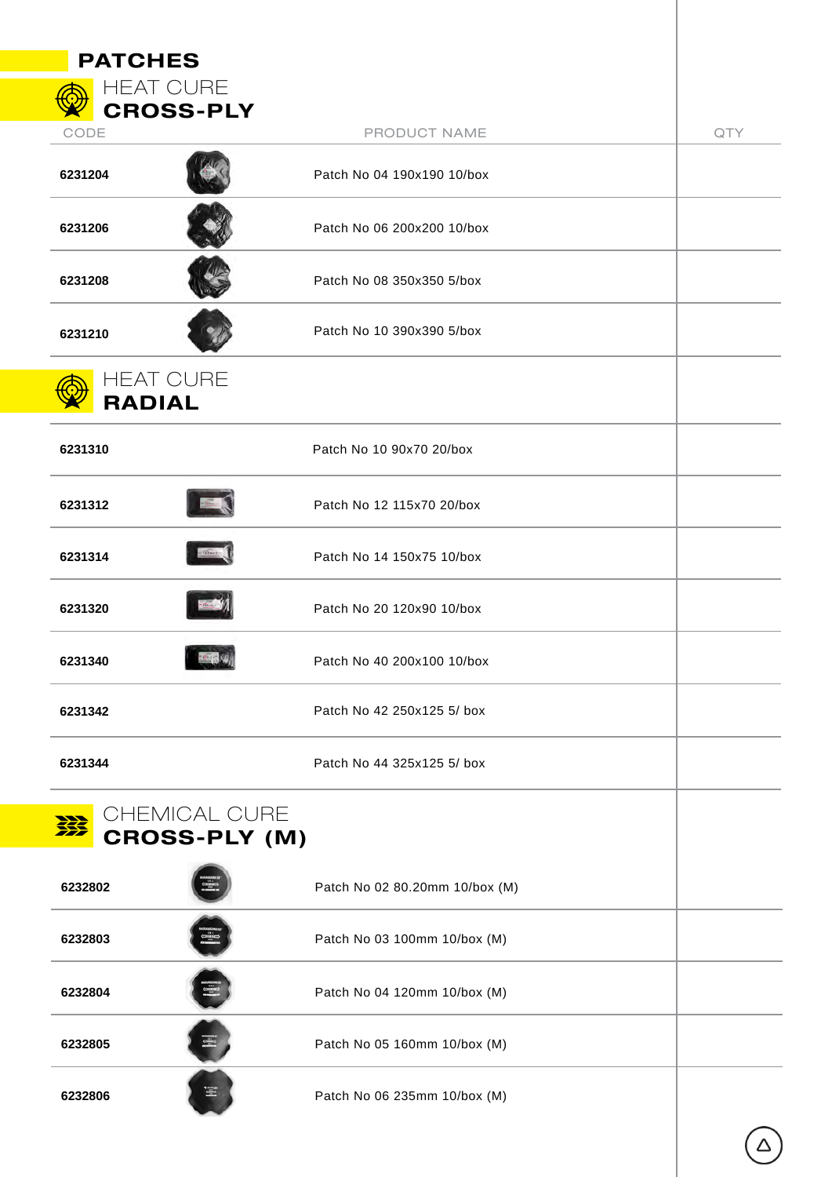# PATCHES

## HEAT CURE **CROSS-PLY**

| CODE | PRODUCT NAME | QTY |
|---|---|---|
| 6231204 | Patch No 04 190x190 10/box | |
| 6231206 | Patch No 06 200x200 10/box | |
| 6231208 | Patch No 08 350x350 5/box | |
| 6231210 | Patch No 10 390x390 5/box | |

## HEAT CURE **RADIAL**

| CODE | PRODUCT NAME | QTY |
|---|---|---|
| 6231310 | Patch No 10 90x70 20/box | |
| 6231312 | Patch No 12 115x70 20/box | |
| 6231314 | Patch No 14 150x75 10/box | |
| 6231320 | Patch No 20 120x90 10/box | |
| 6231340 | Patch No 40 200x100 10/box | |
| 6231342 | Patch No 42 250x125 5/ box | |
| 6231344 | Patch No 44 325x125 5/ box | |

## CHEMICAL CURE **CROSS-PLY (M)**

| CODE | PRODUCT NAME | QTY |
|---|---|---|
| 6232802 | Patch No 02 80.20mm 10/box (M) | |
| 6232803 | Patch No 03 100mm 10/box (M) | |
| 6232804 | Patch No 04 120mm 10/box (M) | |
| 6232805 | Patch No 05 160mm 10/box (M) | |
| 6232806 | Patch No 06 235mm 10/box (M) | |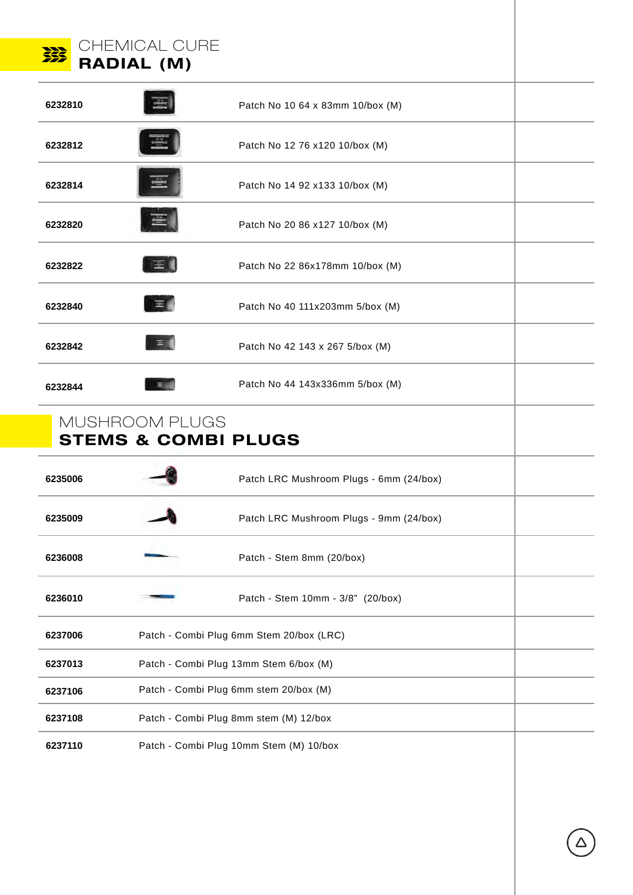## CHEMICAL CURE
## RADIAL (M)

| | |
|---|---|
| **6232810** | Patch No 10 64 x 83mm 10/box (M) |
| **6232812** | Patch No 12 76 x120 10/box (M) |
| **6232814** | Patch No 14 92 x133 10/box (M) |
| **6232820** | Patch No 20 86 x127 10/box (M) |
| **6232822** | Patch No 22 86x178mm 10/box (M) |
| **6232840** | Patch No 40 111x203mm 5/box (M) |
| **6232842** | Patch No 42 143 x 267 5/box (M) |
| **6232844** | Patch No 44 143x336mm 5/box (M) |

## MUSHROOM PLUGS
## STEMS & COMBI PLUGS

| | |
|---|---|
| **6235006** | Patch LRC Mushroom Plugs - 6mm (24/box) |
| **6235009** | Patch LRC Mushroom Plugs - 9mm (24/box) |
| **6236008** | Patch - Stem 8mm (20/box) |
| **6236010** | Patch - Stem 10mm - 3/8" (20/box) |
| **6237006** | Patch - Combi Plug 6mm Stem 20/box (LRC) |
| **6237013** | Patch - Combi Plug 13mm Stem 6/box (M) |
| **6237106** | Patch - Combi Plug 6mm stem 20/box (M) |
| **6237108** | Patch - Combi Plug 8mm stem (M) 12/box |
| **6237110** | Patch - Combi Plug 10mm Stem (M) 10/box |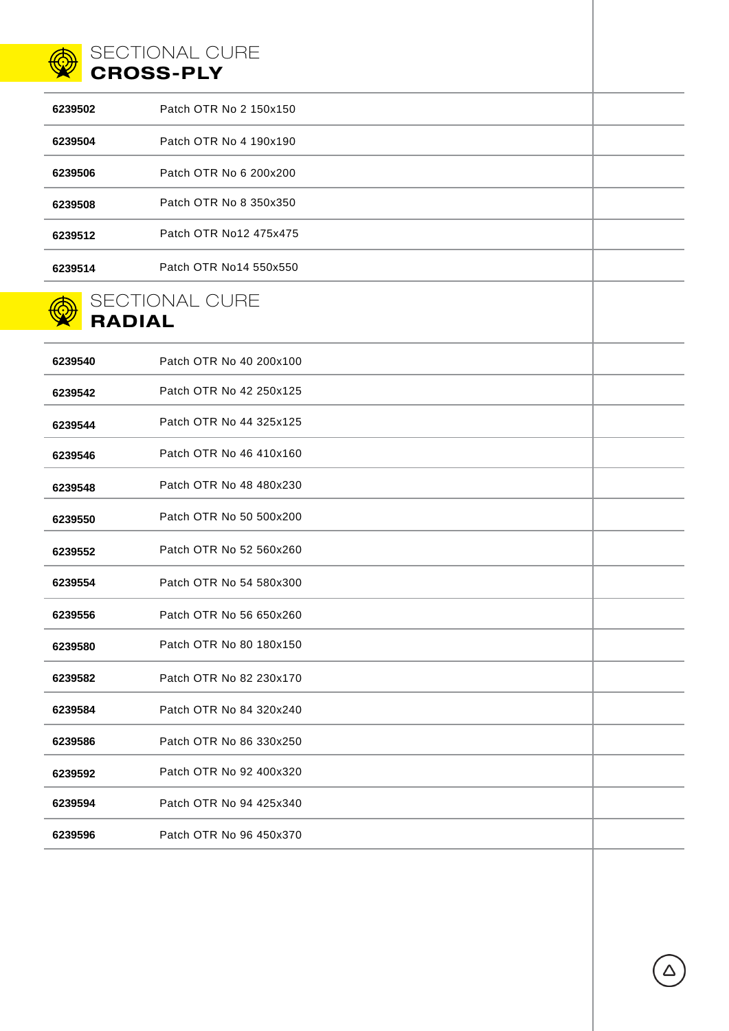## SECTIONAL CURE CROSS-PLY

| | |
|---|---|
| **6239502** | Patch OTR No 2 150x150 |
| **6239504** | Patch OTR No 4 190x190 |
| **6239506** | Patch OTR No 6 200x200 |
| **6239508** | Patch OTR No 8 350x350 |
| **6239512** | Patch OTR No12 475x475 |
| **6239514** | Patch OTR No14 550x550 |

## SECTIONAL CURE RADIAL

| | |
|---|---|
| **6239540** | Patch OTR No 40 200x100 |
| **6239542** | Patch OTR No 42 250x125 |
| **6239544** | Patch OTR No 44 325x125 |
| **6239546** | Patch OTR No 46 410x160 |
| **6239548** | Patch OTR No 48 480x230 |
| **6239550** | Patch OTR No 50 500x200 |
| **6239552** | Patch OTR No 52 560x260 |
| **6239554** | Patch OTR No 54 580x300 |
| **6239556** | Patch OTR No 56 650x260 |
| **6239580** | Patch OTR No 80 180x150 |
| **6239582** | Patch OTR No 82 230x170 |
| **6239584** | Patch OTR No 84 320x240 |
| **6239586** | Patch OTR No 86 330x250 |
| **6239592** | Patch OTR No 92 400x320 |
| **6239594** | Patch OTR No 94 425x340 |
| **6239596** | Patch OTR No 96 450x370 |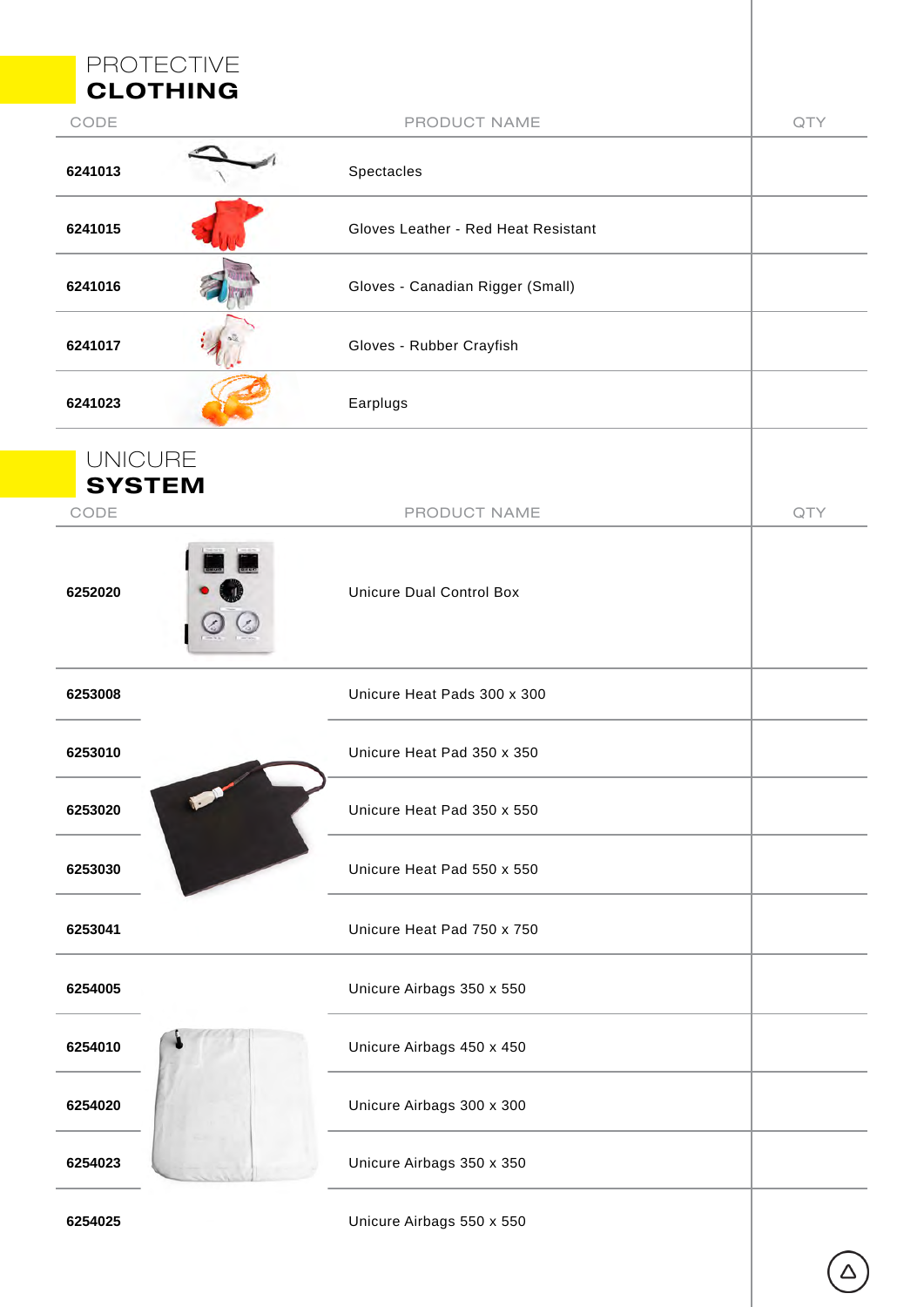## PROTECTIVE CLOTHING

| CODE | PRODUCT NAME | QTY |
|---|---|---|
| 6241013 | Spectacles | |
| 6241015 | Gloves Leather - Red Heat Resistant | |
| 6241016 | Gloves - Canadian Rigger (Small) | |
| 6241017 | Gloves - Rubber Crayfish | |
| 6241023 | Earplugs | |

## UNICURE SYSTEM

| CODE | PRODUCT NAME | QTY |
|---|---|---|
| 6252020 | Unicure Dual Control Box | |
| 6253008 | Unicure Heat Pads 300 x 300 | |
| 6253010 | Unicure Heat Pad 350 x 350 | |
| 6253020 | Unicure Heat Pad 350 x 550 | |
| 6253030 | Unicure Heat Pad 550 x 550 | |
| 6253041 | Unicure Heat Pad 750 x 750 | |
| 6254005 | Unicure Airbags 350 x 550 | |
| 6254010 | Unicure Airbags 450 x 450 | |
| 6254020 | Unicure Airbags 300 x 300 | |
| 6254023 | Unicure Airbags 350 x 350 | |
| 6254025 | Unicure Airbags 550 x 550 | |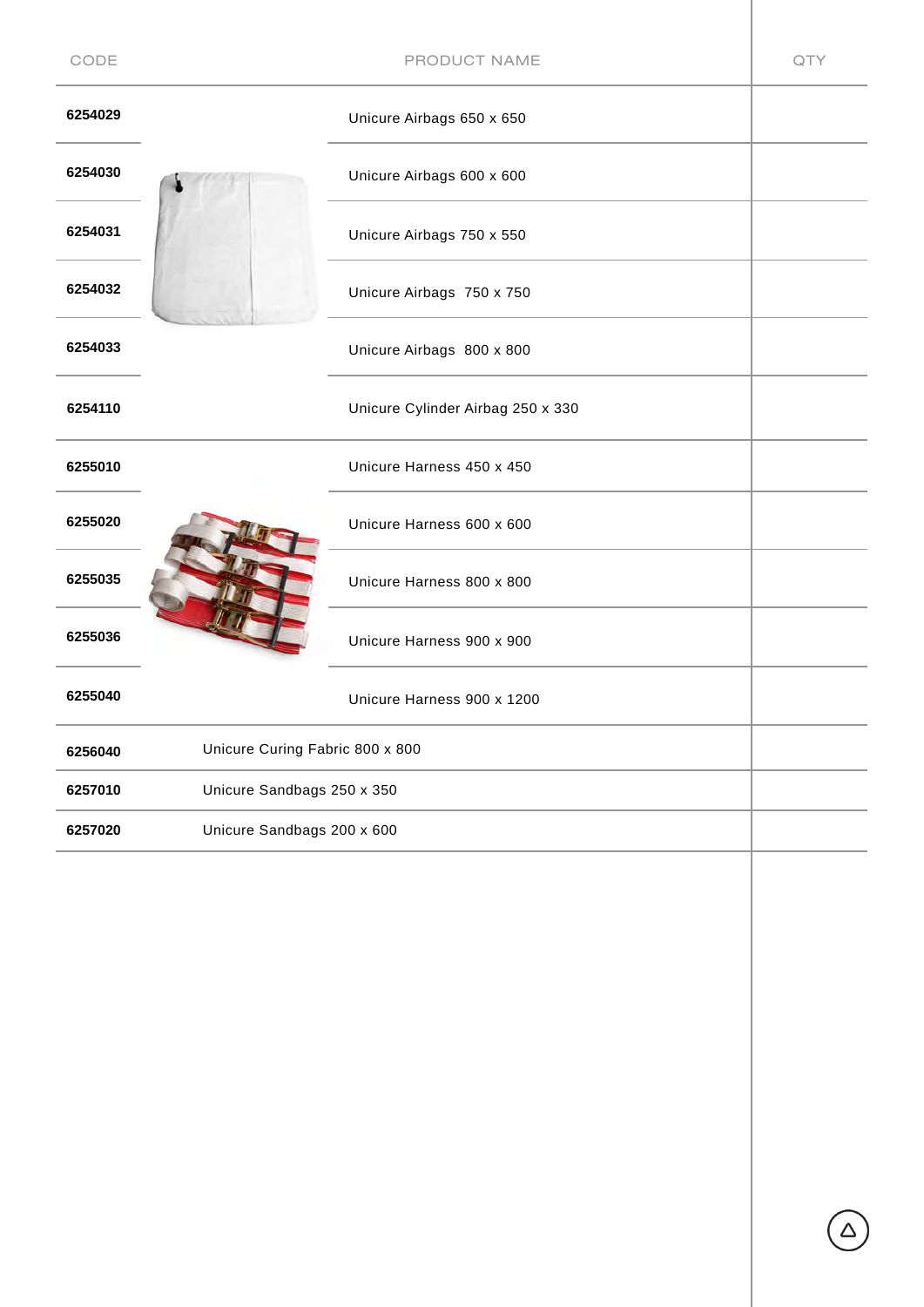| CODE | PRODUCT NAME | QTY |
|---|---|---|
| 6254029 | Unicure Airbags 650 x 650 | |
| 6254030 | Unicure Airbags 600 x 600 | |
| 6254031 | Unicure Airbags 750 x 550 | |
| 6254032 | Unicure Airbags 750 x 750 | |
| 6254033 | Unicure Airbags 800 x 800 | |
| 6254110 | Unicure Cylinder Airbag 250 x 330 | |
| 6255010 | Unicure Harness 450 x 450 | |
| 6255020 | Unicure Harness 600 x 600 | |
| 6255035 | Unicure Harness 800 x 800 | |
| 6255036 | Unicure Harness 900 x 900 | |
| 6255040 | Unicure Harness 900 x 1200 | |
| 6256040 | Unicure Curing Fabric 800 x 800 | |
| 6257010 | Unicure Sandbags 250 x 350 | |
| 6257020 | Unicure Sandbags 200 x 600 | |